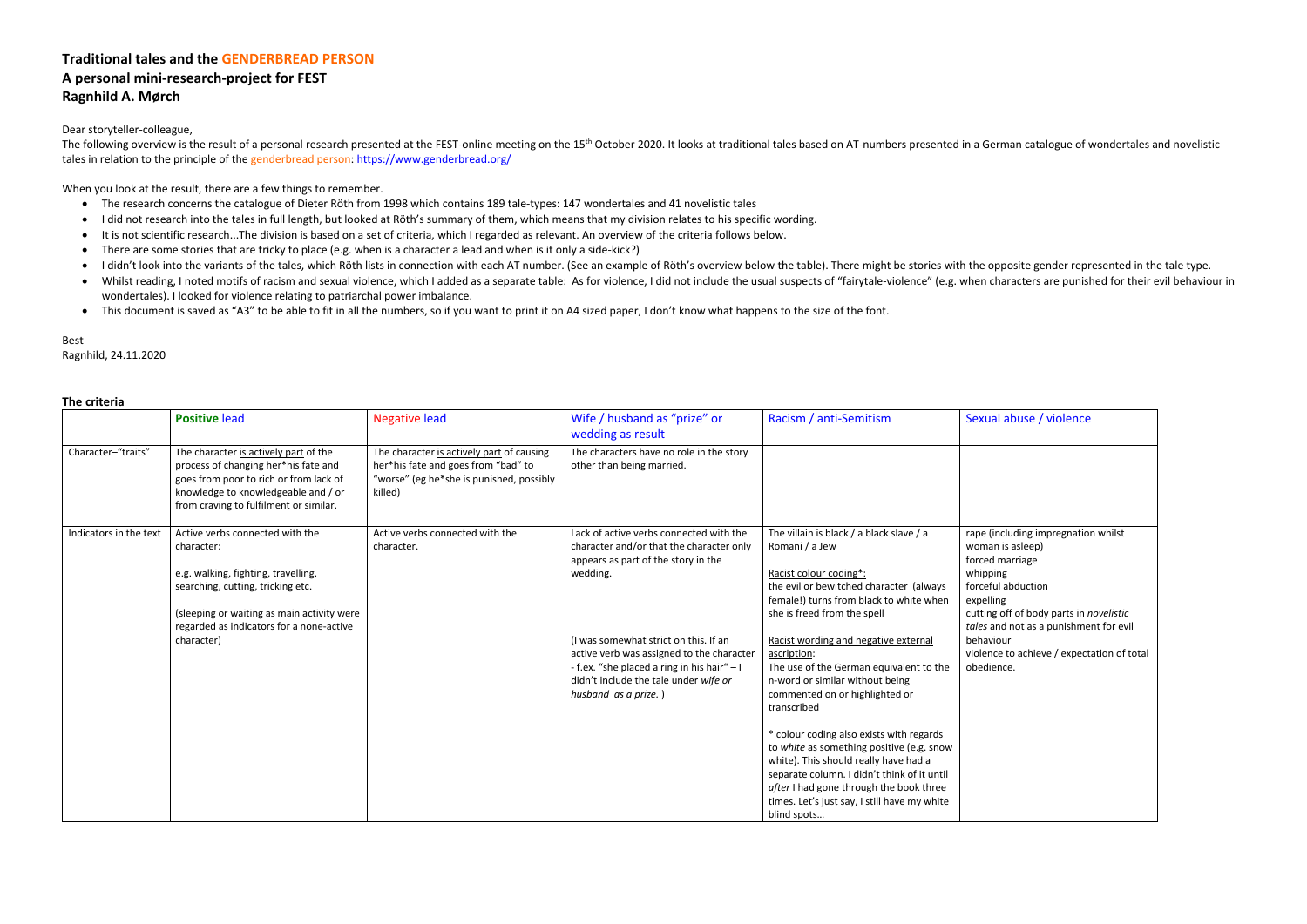# Traditional tales and the GENDERBREAD PERSON

## A personal mini-research-project for FEST

## Ragnhild A. Mørch

Dear storyteller-colleague,

The following overview is the result of a personal research presented at the FEST-online meeting on the 15th October 2020. It looks at traditional tales based on AT-numbers presented in a German catalogue of wondertales and novelistic tales in relation to the principle of the genderbread person: https://www.genderbread.org/

When you look at the result, there are a few things to remember.

- The research concerns the catalogue of Dieter Röth from 1998 which contains 189 tale-types: 147 wondertales and 41 novelistic tales
- I did not research into the tales in full length, but looked at Röth's summary of them, which means that my division relates to his specific wording.
- It is not scientific research...The division is based on a set of criteria, which I regarded as relevant. An overview of the criteria follows below.
- There are some stories that are tricky to place (e.g. when is a character a lead and when is it only a side-kick?)
- I didn't look into the variants of the tales, which Röth lists in connection with each AT number. (See an example of Röth's overview below the table). There might be stories with the opposite gender represented in the tale type.
- Whilst reading, I noted motifs of racism and sexual violence, which I added as a separate table: As for violence, I did not include the usual suspects of "fairytale-violence" (e.g. when characters are punished for their evil behaviour in wondertales). I looked for violence relating to patriarchal power imbalance.
- This document is saved as "A3" to be able to fit in all the numbers, so if you want to print it on A4 sized paper, I don't know what happens to the size of the font.

Best
Ragnhild, 24.11.2020

### The criteria

| | Positive lead | Negative lead | Wife / husband as "prize" or wedding as result | Racism / anti-Semitism | Sexual abuse / violence |
|---|---|---|---|---|---|
| Character–"traits" | The character is actively part of the process of changing her*his fate and goes from poor to rich or from lack of knowledge to knowledgeable and / or from craving to fulfilment or similar. | The character is actively part of causing her*his fate and goes from "bad" to "worse" (eg he*she is punished, possibly killed) | The characters have no role in the story other than being married. | | |
| Indicators in the text | Active verbs connected with the character:<br><br>e.g. walking, fighting, travelling, searching, cutting, tricking etc.<br><br>(sleeping or waiting as main activity were regarded as indicators for a none-active character) | Active verbs connected with the character. | Lack of active verbs connected with the character and/or that the character only appears as part of the story in the wedding.<br><br>(I was somewhat strict on this. If an active verb was assigned to the character - f.ex. "she placed a ring in his hair" – I didn't include the tale under *wife or husband as a prize.*) | The villain is black / a black slave / a Romani / a Jew<br><br>Racist colour coding*:<br>the evil or bewitched character (always female!) turns from black to white when she is freed from the spell<br><br>Racist wording and negative external ascription:<br>The use of the German equivalent to the n-word or similar without being commented on or highlighted or transcribed<br><br>* colour coding also exists with regards to *white* as something positive (e.g. snow white). This should really have had a separate column. I didn't think of it until *after* I had gone through the book three times. Let's just say, I still have my white blind spots… | rape (including impregnation whilst woman is asleep)<br>forced marriage<br>whipping<br>forceful abduction<br>expelling<br>cutting off of body parts in *novelistic tales* and not as a punishment for evil behaviour<br>violence to achieve / expectation of total obedience. |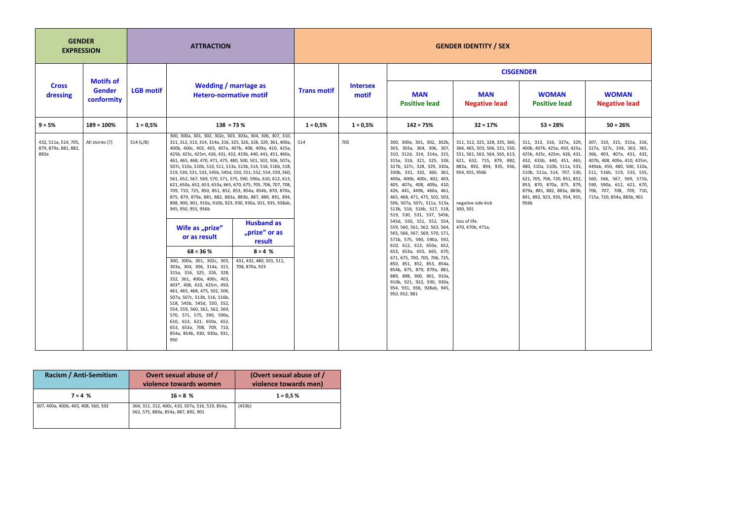| GENDER EXPRESSION | | ATTRACTION | | | GENDER IDENTITY / SEX | | | | | | |
|---|---|---|---|---|---|---|---|---|---|---|---|
| | | | | | | | CISGENDER | | | | |
| **Cross dressing** | **Motifs of Gender conformity** | **LGB motif** | **Wedding / marriage as Hetero-normative motif** | | **Trans motif** | **Intersex motif** | **MAN Positive lead** | **MAN Negative lead** | **WOMAN Positive lead** | **WOMAN Negative lead** |
| **9 = 5%** | **189 = 100%** | **1 = 0,5%** | **138 = 73 %** | | **1 = 0,5%** | **1 = 0,5%** | **142 = 75%** | **32 = 17%** | **53 = 28%** | **50 = 26%** |
| 432, 511a, 514, 705, 879, 879a, 881, 882, 883a | All stories (?) | 514 (L/B) | 300, 300a, 301, 302, 302c, 303, 303a, 304, 306, 307, 310, 311, 312, 313, 314, 314a, 316, 325, 326, 328, 329, 361, 400a, 400b, 400c, 402, 403, 407a, 407b, 408, 409a, 410, 425a, 425b, 425c, 425m, 426, 431, 432, 433b, 440, 441, 451, 460a, 461, 465, 468, 470, 471, 475, 480, 500, 501, 502, 506, 507a, 507c, 510a, 510b, 510, 511, 513a, 513b, 514, 516, 516b, 518, 519, 530, 531, 533, 545b, 545d, 550, 551, 552, 554, 559, 560, 561, 652, 567, 569, 570, 571, 575, 590, 590a, 610, 612, 613, 621, 650a, 652, 653, 653a, 665, 670, 675, 705, 706, 707, 708, 709, 710, 725, 850, 851, 852, 853, 854a, 854b, 870, 870a, 875, 879, 879a, 881, 882, 883a, 883b, 887, 889, 891, 894, 898, 900, 901, 910a, 910b, 923, 930, 930a, 931, 935, 938ab, 945, 950, 955, 956b | | 514 | 705 | 300, 300a, 301, 302, 302b, 303, 303a, 304, 306, 307, 310, 312d, 314, 314a, 315, 315a, 316, 321, 325, 326, 327b, 327c, 328, 329, 330a, 330b, 331, 332, 360, 361, 400a, 400b, 400c, 402, 403, 405, 407a, 408, 409a, 410, 426, 441, 449b, 460a, 461, 465, 468, 471, 475, 502, 503, 506, 507a, 507c, 511a, 513a, 513b, 516, 516b, 517, 518, 519, 530, 531, 537, 545b, 545d, 550, 551, 552, 554, 559, 560, 561, 562, 563, 564, 565, 566, 567, 569, 570, 571, 571b, 575, 590, 590a, 592, 610, 612, 613, 650a, 652, 653, 653a, 655, 665, 670, 671, 675, 700, 705, 706, 725, 850, 851, 852, 853, 854a, 854b, 875, 879, 879a, 881, 889, 898, 900, 901, 910a, 910b, 921, 922, 930, 930a, 954, 931, 936, 928ab, 945, 950, 952, 981 | 311, 312, 325, 328, 335, 360, 366, 465, 503, 506, 531, 550, 551, 561, 563, 564, 565, 613, 621, 652, 715, 879, 882, 883a, 892, 894, 935, 936, 954, 955, 956b<br><br>negative side-kick<br>300, 301<br><br>loss of life.<br>470, 470b, 471a, | 311, 313, 316, 327a, 329, 400b, 407b, 425a, 450, 425a, 425b, 425c, 425m, 426, 431, 432, 433b, 440, 451, 465, 480, 510a, 510b, 511a, 533, 510b, 511a, 514, 707, 530, 621, 705, 706, 720, 851, 852, 853, 870, 870a, 875, 879, 879a, 881, 882, 883a, 883b, 891, 892, 923, 935, 954, 955, 956b | 307, 310, 315, 315a, 316, 327a, 327c, 334, 363, 365, 366, 403, 407a, 431, 432, 407b, 408, 409a, 410, 425m, 449ab, 450, 480, 500, 510a, 511, 516b, 519, 533, 555, 560, 566, 567, 569, 571b, 590, 590a, 612, 621, 670, 706, 707, 708, 709, 710, 715a, 720, 854a, 883b, 901 |
| | | | **Wife as „prize" or as result** | **Husband as „prize" or as result** | | | | | | |
| | | | **68 = 36 %** | **8 = 4 %** | | | | | | |
| | | | 300, 300a, 301, 302c, 303, 303a, 304, 306, 314a, 315, 315a, 316, 325, 326, 328, 332, 361, 400a, 400c, 403, 403*, 408, 410, 425m, 450, 461, 465, 468, 475, 502, 506, 507a, 507c, 513b, 516, 516b, 518, 545b, 545d, 550, 552, 554, 559, 560, 561, 562, 569, 570, 571, 575, 590, 590a, 610, 613, 621, 650a, 652, 653, 653a, 708, 709, 710, 854a, 854b, 930, 930a, 931, 950 | 431, 432, 480, 501, 511, 708, 870a, 923 | | | | | | |

| Racism / Anti-Semitism | Overt sexual abuse of / violence towards women | (Overt sexual abuse of / violence towards men) |
|---|---|---|
| **7 = 4 %** | **16 = 8 %** | **1 = 0,5 %** |
| 307, 400a, 400b, 403, 408, 560, 592 | 304, 311, 312, 400c, 410, 507a, 516, 519, 854a, 562, 575, 883a, 854a, 887, 892, 901 | (433b) |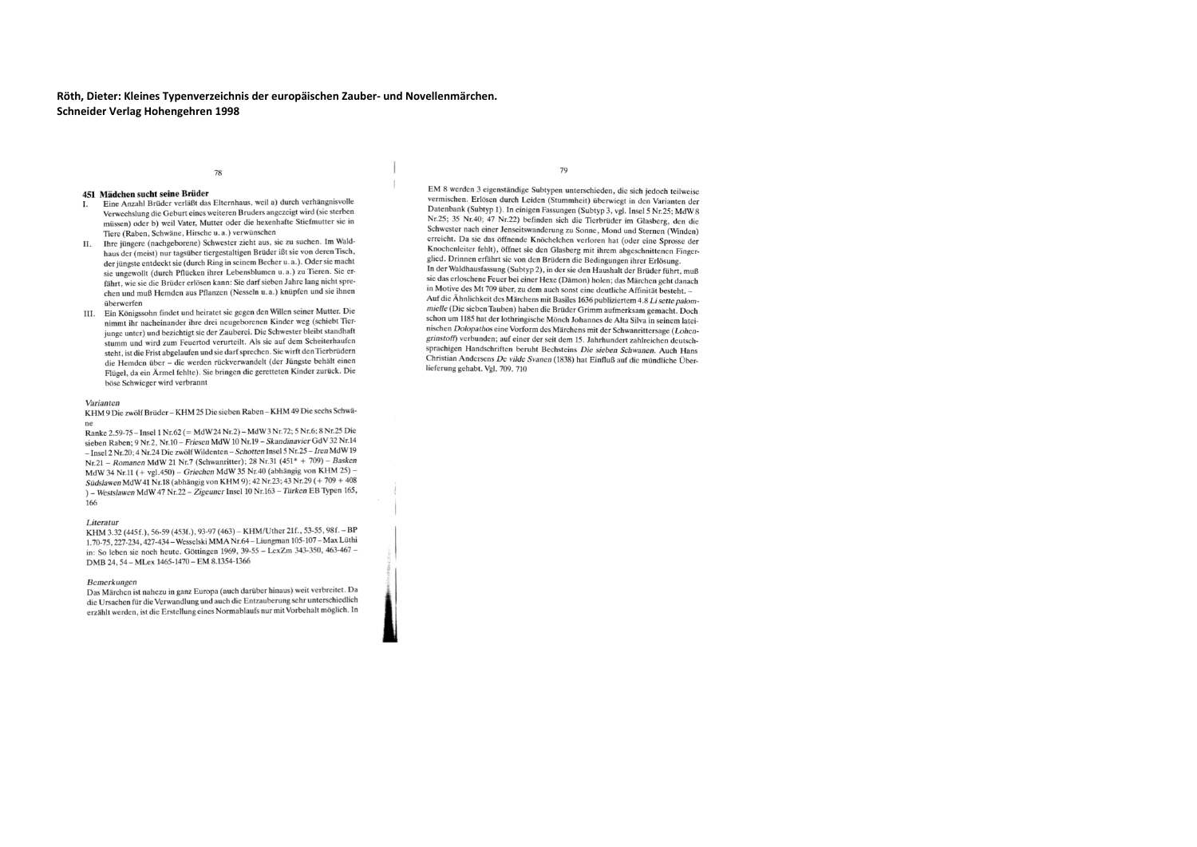**Röth, Dieter: Kleines Typenverzeichnis der europäischen Zauber- und Novellenmärchen. Schneider Verlag Hohengehren 1998**

## 451 Mädchen sucht seine Brüder

I. Eine Anzahl Brüder verläßt das Elternhaus, weil a) durch verhängnisvolle Verwechslung die Geburt eines weiteren Bruders angezeigt wird (sie sterben müssen) oder b) weil Vater, Mutter oder die hexenhafte Stiefmutter sie in Tiere (Raben, Schwäne, Hirsche u. a.) verwünschen

II. Ihre jüngere (nachgeborene) Schwester zieht aus, sie zu suchen. Im Waldhaus der (meist) nur tagsüber tiergestaltigen Brüder ißt sie von deren Tisch, der jüngste entdeckt sie (durch Ring in seinem Becher u. a.). Oder sie macht sie ungewollt (durch Pflücken ihrer Lebensblumen u. a.) zu Tieren. Sie erfährt, wie sie die Brüder erlösen kann: Sie darf sieben Jahre lang nicht sprechen und muß Hemden aus Pflanzen (Nesseln u. a.) knüpfen und sie ihnen überwerfen

III. Ein Königssohn findet und heiratet sie gegen den Willen seiner Mutter. Die nimmt ihr nacheinander ihre drei neugeborenen Kinder weg (schiebt Tierjunge unter) und bezichtigt sie der Zauberei. Die Schwester bleibt standhaft stumm und wird zum Feuertod verurteilt. Als sie auf dem Scheiterhaufen steht, ist die Frist abgelaufen und sie darf sprechen. Sie wirft den Tierbrüdern die Hemden über – die werden rückverwandelt (der Jüngste behält einen Flügel, da ein Ärmel fehlte). Sie bringen die geretteten Kinder zurück. Die böse Schwieger wird verbrannt

*Varianten*

KHM 9 Die zwölf Brüder – KHM 25 Die sieben Raben – KHM 49 Die sechs Schwäne

Ranke 2.59-75 – Insel 1 Nr.62 (= MdW 24 Nr.2) – MdW 3 Nr.72; 5 Nr.6; 8 Nr.25 Die sieben Raben; 9 Nr.2, Nr.10 – *Friesen* MdW 10 Nr.19 – *Skandinavier* GdV 32 Nr.14 – Insel 2 Nr.20; 4 Nr.24 Die zwölf Wildenten – *Schotten* Insel 5 Nr.25 – *Iren* MdW 19 Nr.21 – *Romanen* MdW 21 Nr.7 (Schwanritter); 28 Nr.31 (451* + 709) – *Basken* MdW 34 Nr.11 (+ vgl.450) – *Griechen* MdW 35 Nr.40 (abhängig von KHM 25) – *Südslawen* MdW 41 Nr.18 (abhängig von KHM 9); 42 Nr.23; 43 Nr.29 (+ 709 + 408 ) – *Westslawen* MdW 47 Nr.22 – *Zigeuner* Insel 10 Nr.163 – *Türken* EB Typen 165, 166

*Literatur*

KHM 3.32 (445f.), 56-59 (453f.), 93-97 (463) – KHM/Uther 21f., 53-55, 98f. – BP 1.70-75, 227-234, 427-434 – Wesselski MMA Nr.64 – Liungman 105-107 – Max Lüthi in: So leben sie noch heute. Göttingen 1969, 39-55 – LexZm 343-350, 463-467 – DMB 24, 54 – MLex 1465-1470 – EM 8.1354-1366

*Bemerkungen*

Das Märchen ist nahezu in ganz Europa (auch darüber hinaus) weit verbreitet. Da die Ursachen für die Verwandlung und auch die Entzauberung sehr unterschiedlich erzählt werden, ist die Erstellung eines Normablaufs nur mit Vorbehalt möglich. In EM 8 werden 3 eigenständige Subtypen unterschieden, die sich jedoch teilweise vermischen. Erlösen durch Leiden (Stummheit) überwiegt in den Varianten der Datenbank (Subtyp 1). In einigen Fassungen (Subtyp 3, vgl. Insel 5 Nr.25; MdW 8 Nr.25; 35 Nr.40; 47 Nr.22) befinden sich die Tierbrüder im Glasberg, den die Schwester nach einer Jenseitswanderung zu Sonne, Mond und Sternen (Winden) erreicht. Da sie das öffnende Knöchelchen verloren hat (oder eine Sprosse der Knochenleiter fehlt), öffnet sie den Glasberg mit ihrem abgeschnittenen Fingerglied. Drinnen erfährt sie von den Brüdern die Bedingungen ihrer Erlösung.

In der Waldhausfassung (Subtyp 2), in der sie den Haushalt der Brüder führt, muß sie das erloschene Feuer bei einer Hexe (Dämon) holen; das Märchen geht danach in Motive des Mt 709 über, zu dem auch sonst eine deutliche Affinität besteht. – Auf die Ähnlichkeit des Märchens mit Basiles 1636 publiziertem 4.8 *Li sette palommielle* (Die sieben Tauben) haben die Brüder Grimm aufmerksam gemacht. Doch schon um 1185 hat der lothringische Mönch Johannes de Alta Silva in seinem lateinischen *Dolopathos* eine Vorform des Märchens mit der Schwanrittersage (*Lohengrinstoff*) verbunden; auf einer der seit dem 15. Jahrhundert zahlreichen deutschsprachigen Handschriften beruht Bechsteins *Die sieben Schwanen*. Auch Hans Christian Andersens *De vilde Svaner* (1838) hat Einfluß auf die mündliche Überlieferung gehabt. Vgl. 709. 710